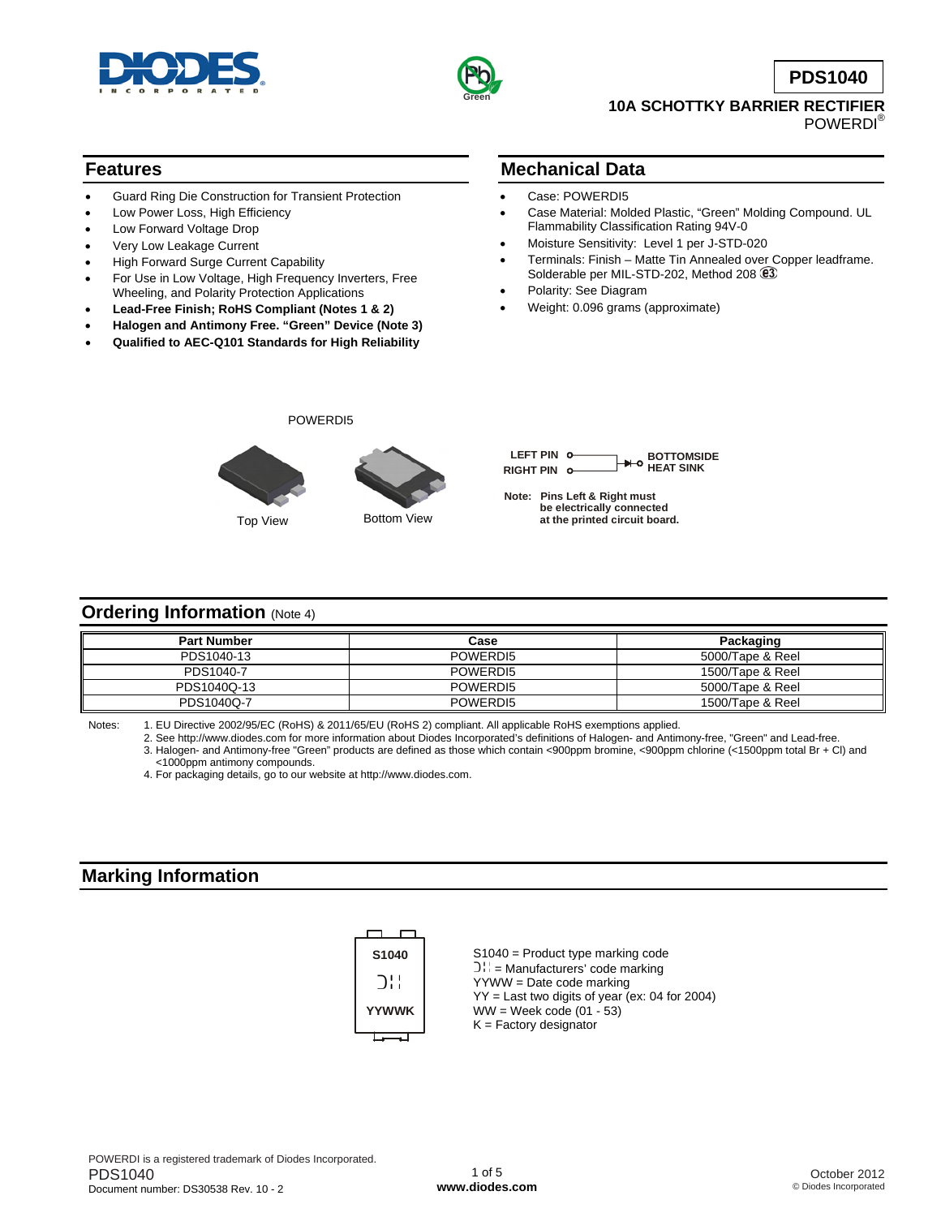# PDS1040

## 10A SCHOTTKY BARRIER RECTIFIER

POWERDI®

## Features

- Guard Ring Die Construction for Transient Protection
- Low Power Loss, High Efficiency
- Low Forward Voltage Drop
- Very Low Leakage Current
- High Forward Surge Current Capability
- For Use in Low Voltage, High Frequency Inverters, Free Wheeling, and Polarity Protection Applications
- **Lead-Free Finish; RoHS Compliant (Notes 1 & 2)**
- **Halogen and Antimony Free. "Green" Device (Note 3)**
- **Qualified to AEC-Q101 Standards for High Reliability**

## Mechanical Data

- Case: POWERDI5
- Case Material: Molded Plastic, "Green" Molding Compound. UL Flammability Classification Rating 94V-0
- Moisture Sensitivity: Level 1 per J-STD-020
- Terminals: Finish – Matte Tin Annealed over Copper leadframe. Solderable per MIL-STD-202, Method 208 (e3)
- Polarity: See Diagram
- Weight: 0.096 grams (approximate)

POWERDI5

Top View    Bottom View

LEFT PIN / RIGHT PIN → BOTTOMSIDE HEAT SINK

**Note: Pins Left & Right must be electrically connected at the printed circuit board.**

## Ordering Information (Note 4)

| Part Number | Case | Packaging |
|---|---|---|
| PDS1040-13 | POWERDI5 | 5000/Tape & Reel |
| PDS1040-7 | POWERDI5 | 1500/Tape & Reel |
| PDS1040Q-13 | POWERDI5 | 5000/Tape & Reel |
| PDS1040Q-7 | POWERDI5 | 1500/Tape & Reel |

Notes:
1. EU Directive 2002/95/EC (RoHS) & 2011/65/EU (RoHS 2) compliant. All applicable RoHS exemptions applied.
2. See http://www.diodes.com for more information about Diodes Incorporated's definitions of Halogen- and Antimony-free, "Green" and Lead-free.
3. Halogen- and Antimony-free "Green" products are defined as those which contain <900ppm bromine, <900ppm chlorine (<1500ppm total Br + Cl) and <1000ppm antimony compounds.
4. For packaging details, go to our website at http://www.diodes.com.

## Marking Information

S1040
Manufacturers' code marking
YYWWK

S1040 = Product type marking code
= Manufacturers' code marking
YYWW = Date code marking
YY = Last two digits of year (ex: 04 for 2004)
WW = Week code (01 - 53)
K = Factory designator

POWERDI is a registered trademark of Diodes Incorporated.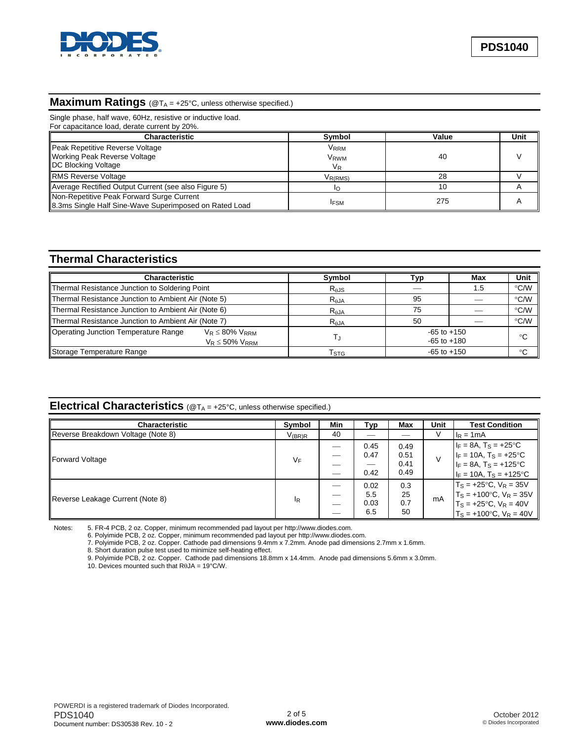## Maximum Ratings (@$T_A$ = +25°C, unless otherwise specified.)

Single phase, half wave, 60Hz, resistive or inductive load.
For capacitance load, derate current by 20%.

| Characteristic | Symbol | Value | Unit |
|---|---|---|---|
| Peak Repetitive Reverse Voltage<br>Working Peak Reverse Voltage<br>DC Blocking Voltage | $V_{RRM}$<br>$V_{RWM}$<br>$V_R$ | 40 | V |
| RMS Reverse Voltage | $V_{R(RMS)}$ | 28 | V |
| Average Rectified Output Current (see also Figure 5) | $I_O$ | 10 | A |
| Non-Repetitive Peak Forward Surge Current<br>8.3ms Single Half Sine-Wave Superimposed on Rated Load | $I_{FSM}$ | 275 | A |

## Thermal Characteristics

| Characteristic | Symbol | Typ | Max | Unit |
|---|---|---|---|---|
| Thermal Resistance Junction to Soldering Point | $R_{\theta JS}$ | — | 1.5 | °C/W |
| Thermal Resistance Junction to Ambient Air (Note 5) | $R_{\theta JA}$ | 95 | — | °C/W |
| Thermal Resistance Junction to Ambient Air (Note 6) | $R_{\theta JA}$ | 75 | — | °C/W |
| Thermal Resistance Junction to Ambient Air (Note 7) | $R_{\theta JA}$ | 50 | — | °C/W |
| Operating Junction Temperature Range $V_R \leq 80\%\ V_{RRM}$<br>$V_R \leq 50\%\ V_{RRM}$ | $T_J$ | -65 to +150<br>-65 to +180 | | °C |
| Storage Temperature Range | $T_{STG}$ | -65 to +150 | | °C |

## Electrical Characteristics (@$T_A$ = +25°C, unless otherwise specified.)

| Characteristic | Symbol | Min | Typ | Max | Unit | Test Condition |
|---|---|---|---|---|---|---|
| Reverse Breakdown Voltage (Note 8) | $V_{(BR)R}$ | 40 | — | — | V | $I_R$ = 1mA |
| Forward Voltage | $V_F$ | —<br>—<br>—<br>— | 0.45<br>0.47<br>—<br>0.42 | 0.49<br>0.51<br>0.41<br>0.49 | V | $I_F$ = 8A, $T_S$ = +25°C<br>$I_F$ = 10A, $T_S$ = +25°C<br>$I_F$ = 8A, $T_S$ = +125°C<br>$I_F$ = 10A, $T_S$ = +125°C |
| Reverse Leakage Current (Note 8) | $I_R$ | —<br>—<br>—<br>— | 0.02<br>5.5<br>0.03<br>6.5 | 0.3<br>25<br>0.7<br>50 | mA | $T_S$ = +25°C, $V_R$ = 35V<br>$T_S$ = +100°C, $V_R$ = 35V<br>$T_S$ = +25°C, $V_R$ = 40V<br>$T_S$ = +100°C, $V_R$ = 40V |

Notes:
5. FR-4 PCB, 2 oz. Copper, minimum recommended pad layout per http://www.diodes.com.
6. Polyimide PCB, 2 oz. Copper, minimum recommended pad layout per http://www.diodes.com.
7. Polyimide PCB, 2 oz. Copper. Cathode pad dimensions 9.4mm x 7.2mm. Anode pad dimensions 2.7mm x 1.6mm.
8. Short duration pulse test used to minimize self-heating effect.
9. Polyimide PCB, 2 oz. Copper. Cathode pad dimensions 18.8mm x 14.4mm. Anode pad dimensions 5.6mm x 3.0mm.
10. Devices mounted such that $R\theta JA$ = 19°C/W.

POWERDI is a registered trademark of Diodes Incorporated.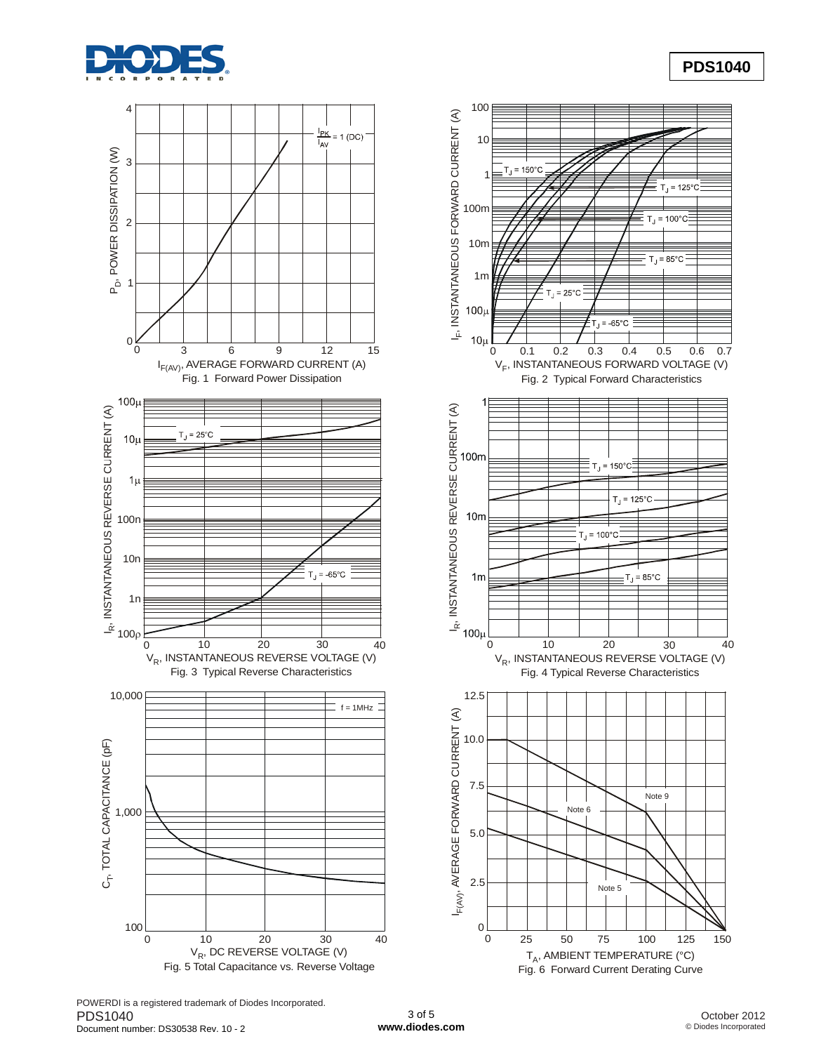Fig. 1 Forward Power Dissipation

Fig. 2 Typical Forward Characteristics

Fig. 3 Typical Reverse Characteristics

Fig. 4 Typical Reverse Characteristics

Fig. 5 Total Capacitance vs. Reverse Voltage

Fig. 6 Forward Current Derating Curve

POWERDI is a registered trademark of Diodes Incorporated.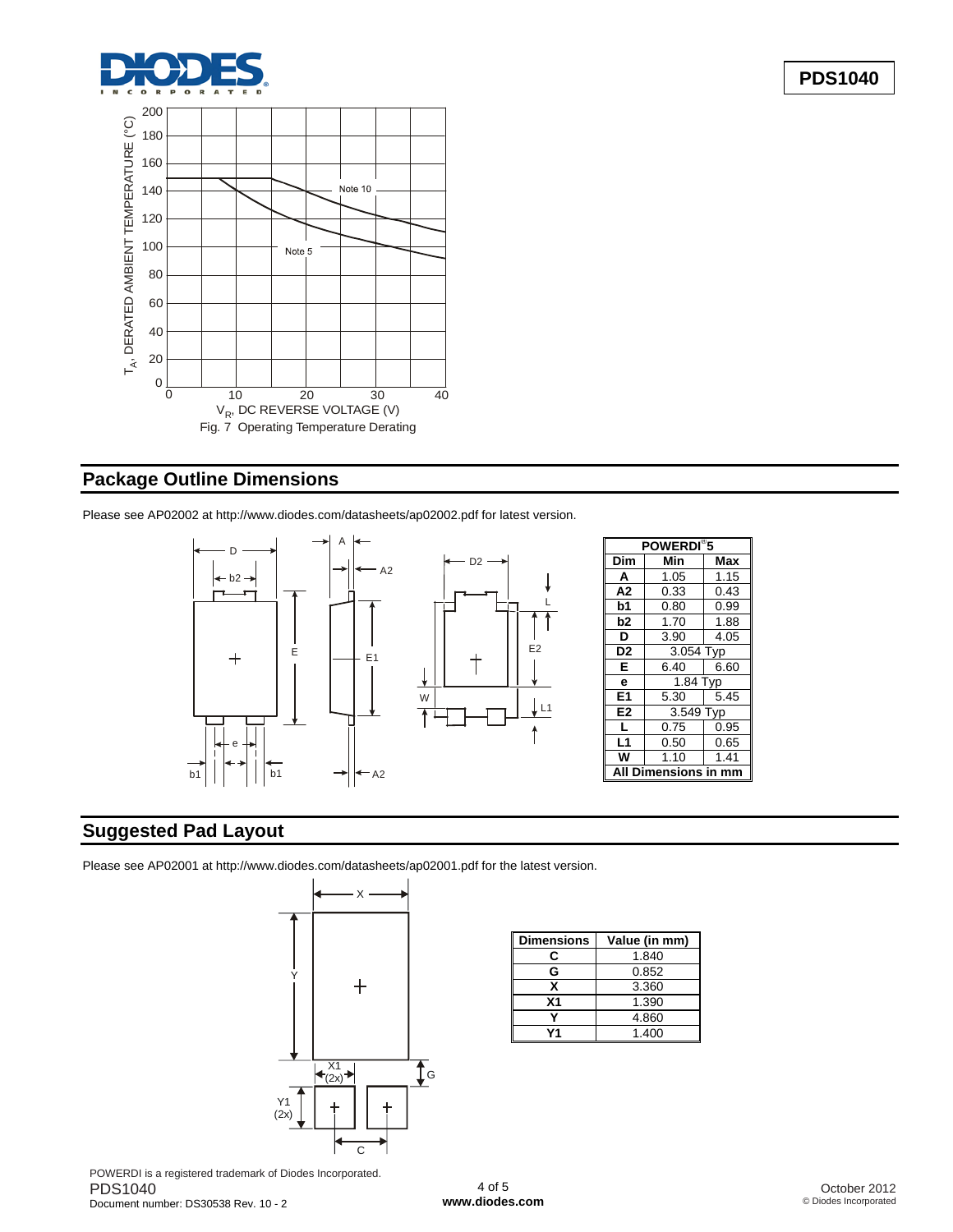Fig. 7 Operating Temperature Derating

## Package Outline Dimensions

Please see AP02002 at http://www.diodes.com/datasheets/ap02002.pdf for latest version.

| POWERDI®5 | | |
|---|---|---|
| Dim | Min | Max |
| A | 1.05 | 1.15 |
| A2 | 0.33 | 0.43 |
| b1 | 0.80 | 0.99 |
| b2 | 1.70 | 1.88 |
| D | 3.90 | 4.05 |
| D2 | 3.054 Typ | |
| E | 6.40 | 6.60 |
| e | 1.84 Typ | |
| E1 | 5.30 | 5.45 |
| E2 | 3.549 Typ | |
| L | 0.75 | 0.95 |
| L1 | 0.50 | 0.65 |
| W | 1.10 | 1.41 |
| All Dimensions in mm | | |

## Suggested Pad Layout

Please see AP02001 at http://www.diodes.com/datasheets/ap02001.pdf for the latest version.

| Dimensions | Value (in mm) |
|---|---|
| C | 1.840 |
| G | 0.852 |
| X | 3.360 |
| X1 | 1.390 |
| Y | 4.860 |
| Y1 | 1.400 |

POWERDI is a registered trademark of Diodes Incorporated.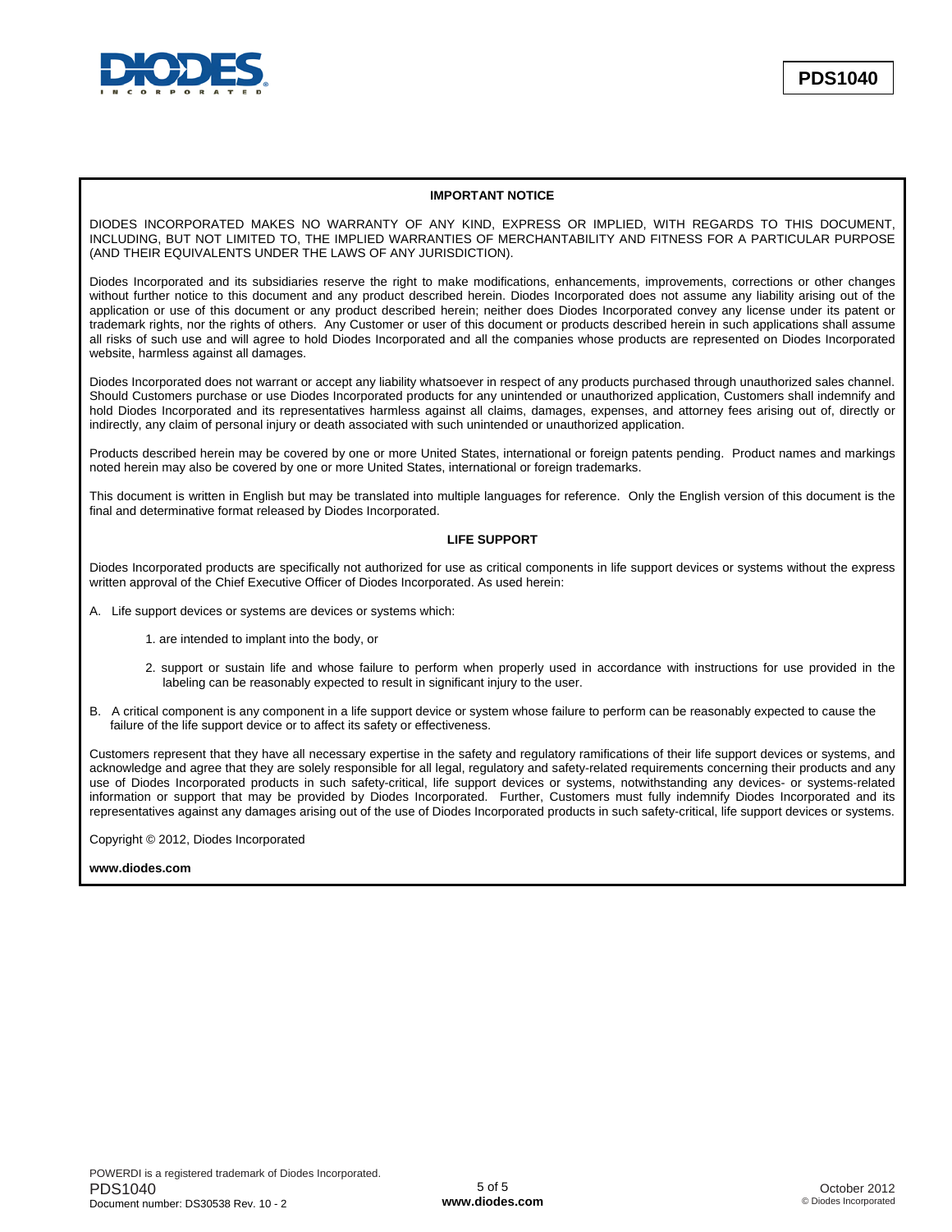## IMPORTANT NOTICE

DIODES INCORPORATED MAKES NO WARRANTY OF ANY KIND, EXPRESS OR IMPLIED, WITH REGARDS TO THIS DOCUMENT, INCLUDING, BUT NOT LIMITED TO, THE IMPLIED WARRANTIES OF MERCHANTABILITY AND FITNESS FOR A PARTICULAR PURPOSE (AND THEIR EQUIVALENTS UNDER THE LAWS OF ANY JURISDICTION).

Diodes Incorporated and its subsidiaries reserve the right to make modifications, enhancements, improvements, corrections or other changes without further notice to this document and any product described herein. Diodes Incorporated does not assume any liability arising out of the application or use of this document or any product described herein; neither does Diodes Incorporated convey any license under its patent or trademark rights, nor the rights of others. Any Customer or user of this document or products described herein in such applications shall assume all risks of such use and will agree to hold Diodes Incorporated and all the companies whose products are represented on Diodes Incorporated website, harmless against all damages.

Diodes Incorporated does not warrant or accept any liability whatsoever in respect of any products purchased through unauthorized sales channel. Should Customers purchase or use Diodes Incorporated products for any unintended or unauthorized application, Customers shall indemnify and hold Diodes Incorporated and its representatives harmless against all claims, damages, expenses, and attorney fees arising out of, directly or indirectly, any claim of personal injury or death associated with such unintended or unauthorized application.

Products described herein may be covered by one or more United States, international or foreign patents pending. Product names and markings noted herein may also be covered by one or more United States, international or foreign trademarks.

This document is written in English but may be translated into multiple languages for reference. Only the English version of this document is the final and determinative format released by Diodes Incorporated.

## LIFE SUPPORT

Diodes Incorporated products are specifically not authorized for use as critical components in life support devices or systems without the express written approval of the Chief Executive Officer of Diodes Incorporated. As used herein:

A. Life support devices or systems are devices or systems which:

1. are intended to implant into the body, or
2. support or sustain life and whose failure to perform when properly used in accordance with instructions for use provided in the labeling can be reasonably expected to result in significant injury to the user.

B. A critical component is any component in a life support device or system whose failure to perform can be reasonably expected to cause the failure of the life support device or to affect its safety or effectiveness.

Customers represent that they have all necessary expertise in the safety and regulatory ramifications of their life support devices or systems, and acknowledge and agree that they are solely responsible for all legal, regulatory and safety-related requirements concerning their products and any use of Diodes Incorporated products in such safety-critical, life support devices or systems, notwithstanding any devices- or systems-related information or support that may be provided by Diodes Incorporated. Further, Customers must fully indemnify Diodes Incorporated and its representatives against any damages arising out of the use of Diodes Incorporated products in such safety-critical, life support devices or systems.

Copyright © 2012, Diodes Incorporated

**www.diodes.com**

POWERDI is a registered trademark of Diodes Incorporated.